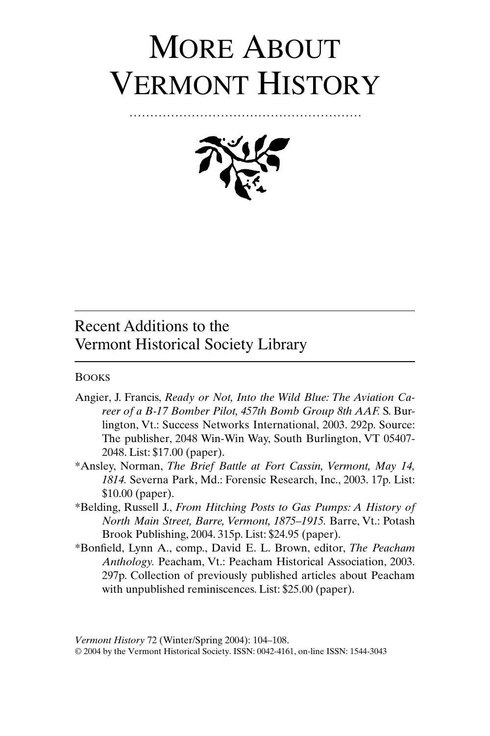# More About Vermont History

## Recent Additions to the Vermont Historical Society Library

### Books

Angier, J. Francis, *Ready or Not, Into the Wild Blue: The Aviation Career of a B-17 Bomber Pilot, 457th Bomb Group 8th AAF.* S. Burlington, Vt.: Success Networks International, 2003. 292p. Source: The publisher, 2048 Win-Win Way, South Burlington, VT 05407-2048. List: $17.00 (paper).

*Ansley, Norman, *The Brief Battle at Fort Cassin, Vermont, May 14, 1814.* Severna Park, Md.: Forensic Research, Inc., 2003. 17p. List: $10.00 (paper).

*Belding, Russell J., *From Hitching Posts to Gas Pumps: A History of North Main Street, Barre, Vermont, 1875–1915.* Barre, Vt.: Potash Brook Publishing, 2004. 315p. List: $24.95 (paper).

*Bonfield, Lynn A., comp., David E. L. Brown, editor, *The Peacham Anthology.* Peacham, Vt.: Peacham Historical Association, 2003. 297p. Collection of previously published articles about Peacham with unpublished reminiscences. List: $25.00 (paper).

*Vermont History* 72 (Winter/Spring 2004): 104–108.
© 2004 by the Vermont Historical Society. ISSN: 0042-4161, on-line ISSN: 1544-3043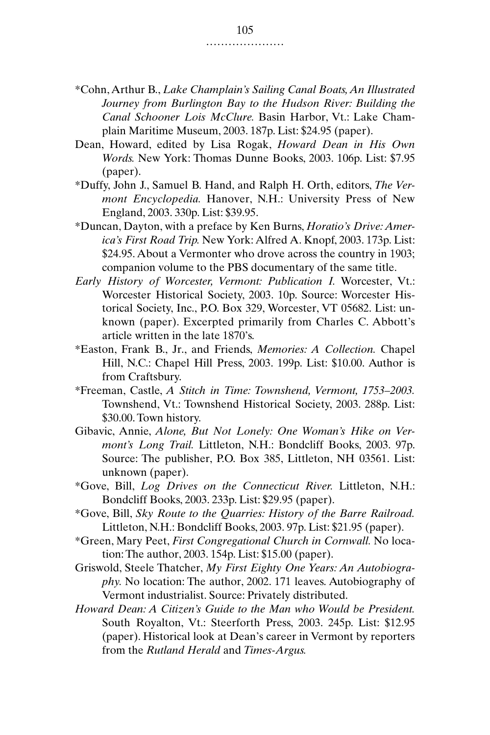*Cohn, Arthur B., *Lake Champlain's Sailing Canal Boats, An Illustrated Journey from Burlington Bay to the Hudson River: Building the Canal Schooner Lois McClure.* Basin Harbor, Vt.: Lake Champlain Maritime Museum, 2003. 187p. List: $24.95 (paper).

Dean, Howard, edited by Lisa Rogak, *Howard Dean in His Own Words.* New York: Thomas Dunne Books, 2003. 106p. List: $7.95 (paper).

*Duffy, John J., Samuel B. Hand, and Ralph H. Orth, editors, *The Vermont Encyclopedia.* Hanover, N.H.: University Press of New England, 2003. 330p. List: $39.95.

*Duncan, Dayton, with a preface by Ken Burns, *Horatio's Drive: America's First Road Trip.* New York: Alfred A. Knopf, 2003. 173p. List: $24.95. About a Vermonter who drove across the country in 1903; companion volume to the PBS documentary of the same title.

*Early History of Worcester, Vermont: Publication I.* Worcester, Vt.: Worcester Historical Society, 2003. 10p. Source: Worcester Historical Society, Inc., P.O. Box 329, Worcester, VT 05682. List: unknown (paper). Excerpted primarily from Charles C. Abbott's article written in the late 1870's.

*Easton, Frank B., Jr., and Friends, *Memories: A Collection.* Chapel Hill, N.C.: Chapel Hill Press, 2003. 199p. List: $10.00. Author is from Craftsbury.

*Freeman, Castle, *A Stitch in Time: Townshend, Vermont, 1753–2003.* Townshend, Vt.: Townshend Historical Society, 2003. 288p. List: $30.00. Town history.

Gibavic, Annie, *Alone, But Not Lonely: One Woman's Hike on Vermont's Long Trail.* Littleton, N.H.: Bondcliff Books, 2003. 97p. Source: The publisher, P.O. Box 385, Littleton, NH 03561. List: unknown (paper).

*Gove, Bill, *Log Drives on the Connecticut River.* Littleton, N.H.: Bondcliff Books, 2003. 233p. List: $29.95 (paper).

*Gove, Bill, *Sky Route to the Quarries: History of the Barre Railroad.* Littleton, N.H.: Bondcliff Books, 2003. 97p. List: $21.95 (paper).

*Green, Mary Peet, *First Congregational Church in Cornwall.* No location: The author, 2003. 154p. List: $15.00 (paper).

Griswold, Steele Thatcher, *My First Eighty One Years: An Autobiography.* No location: The author, 2002. 171 leaves. Autobiography of Vermont industrialist. Source: Privately distributed.

*Howard Dean: A Citizen's Guide to the Man who Would be President.* South Royalton, Vt.: Steerforth Press, 2003. 245p. List: $12.95 (paper). Historical look at Dean's career in Vermont by reporters from the *Rutland Herald* and *Times-Argus.*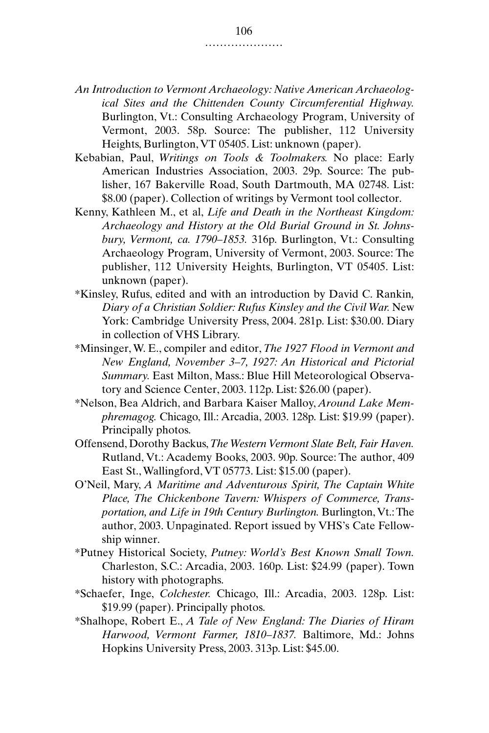*An Introduction to Vermont Archaeology: Native American Archaeological Sites and the Chittenden County Circumferential Highway.* Burlington, Vt.: Consulting Archaeology Program, University of Vermont, 2003. 58p. Source: The publisher, 112 University Heights, Burlington, VT 05405. List: unknown (paper).

Kebabian, Paul, *Writings on Tools & Toolmakers.* No place: Early American Industries Association, 2003. 29p. Source: The publisher, 167 Bakerville Road, South Dartmouth, MA 02748. List: $8.00 (paper). Collection of writings by Vermont tool collector.

Kenny, Kathleen M., et al, *Life and Death in the Northeast Kingdom: Archaeology and History at the Old Burial Ground in St. Johnsbury, Vermont, ca. 1790–1853.* 316p. Burlington, Vt.: Consulting Archaeology Program, University of Vermont, 2003. Source: The publisher, 112 University Heights, Burlington, VT 05405. List: unknown (paper).

*Kinsley, Rufus, edited and with an introduction by David C. Rankin, *Diary of a Christian Soldier: Rufus Kinsley and the Civil War.* New York: Cambridge University Press, 2004. 281p. List: $30.00. Diary in collection of VHS Library.

*Minsinger, W. E., compiler and editor, *The 1927 Flood in Vermont and New England, November 3–7, 1927: An Historical and Pictorial Summary.* East Milton, Mass.: Blue Hill Meteorological Observatory and Science Center, 2003. 112p. List: $26.00 (paper).

*Nelson, Bea Aldrich, and Barbara Kaiser Malloy, *Around Lake Memphremagog.* Chicago, Ill.: Arcadia, 2003. 128p. List: $19.99 (paper). Principally photos.

Offensend, Dorothy Backus, *The Western Vermont Slate Belt, Fair Haven.* Rutland, Vt.: Academy Books, 2003. 90p. Source: The author, 409 East St., Wallingford, VT 05773. List: $15.00 (paper).

O'Neil, Mary, *A Maritime and Adventurous Spirit, The Captain White Place, The Chickenbone Tavern: Whispers of Commerce, Transportation, and Life in 19th Century Burlington.* Burlington, Vt.: The author, 2003. Unpaginated. Report issued by VHS's Cate Fellowship winner.

*Putney Historical Society, *Putney: World's Best Known Small Town.* Charleston, S.C.: Arcadia, 2003. 160p. List: $24.99 (paper). Town history with photographs.

*Schaefer, Inge, *Colchester.* Chicago, Ill.: Arcadia, 2003. 128p. List: $19.99 (paper). Principally photos.

*Shalhope, Robert E., *A Tale of New England: The Diaries of Hiram Harwood, Vermont Farmer, 1810–1837.* Baltimore, Md.: Johns Hopkins University Press, 2003. 313p. List: $45.00.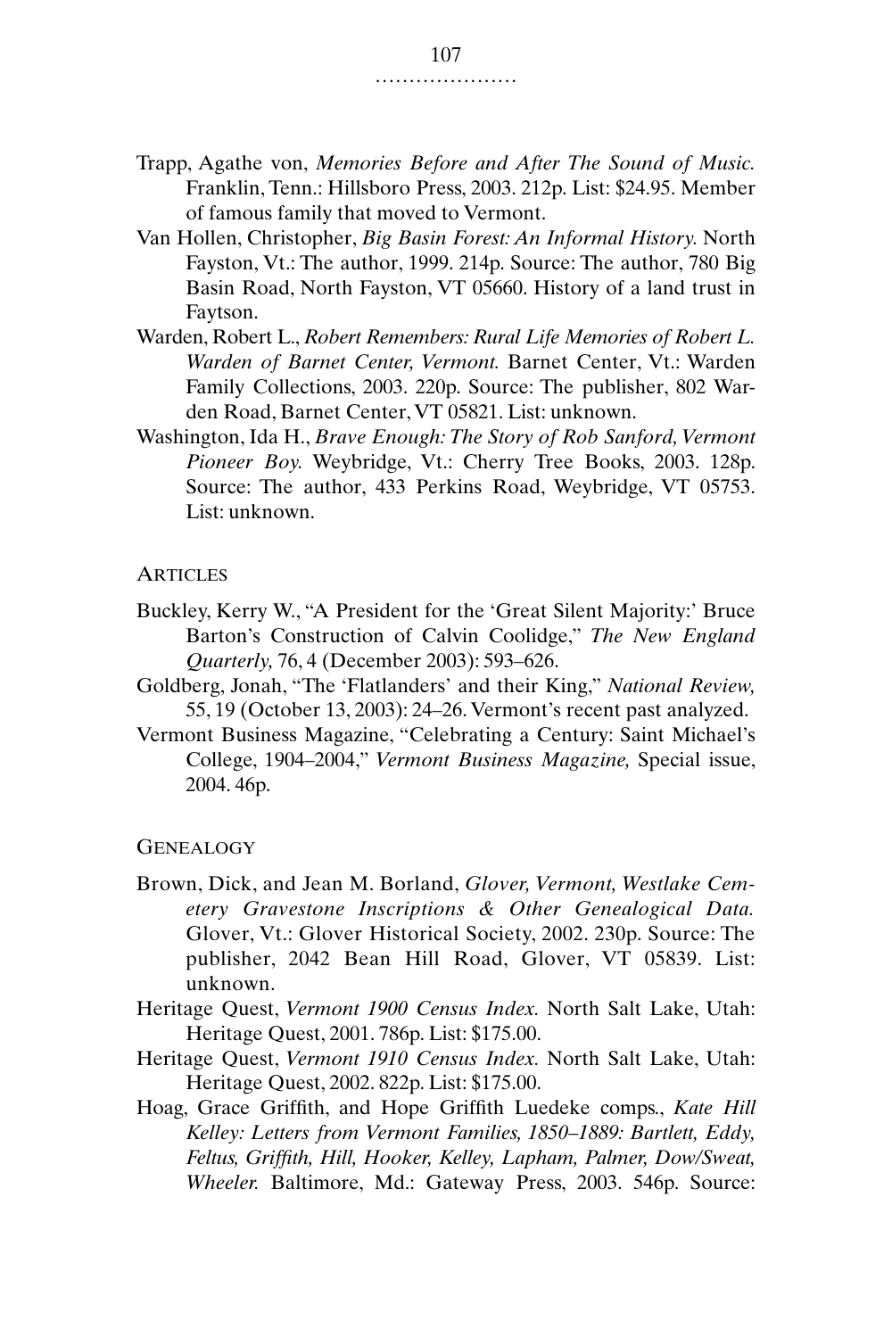Trapp, Agathe von, *Memories Before and After The Sound of Music.* Franklin, Tenn.: Hillsboro Press, 2003. 212p. List: $24.95. Member of famous family that moved to Vermont.

Van Hollen, Christopher, *Big Basin Forest: An Informal History.* North Fayston, Vt.: The author, 1999. 214p. Source: The author, 780 Big Basin Road, North Fayston, VT 05660. History of a land trust in Faytson.

Warden, Robert L., *Robert Remembers: Rural Life Memories of Robert L. Warden of Barnet Center, Vermont.* Barnet Center, Vt.: Warden Family Collections, 2003. 220p. Source: The publisher, 802 Warden Road, Barnet Center, VT 05821. List: unknown.

Washington, Ida H., *Brave Enough: The Story of Rob Sanford, Vermont Pioneer Boy.* Weybridge, Vt.: Cherry Tree Books, 2003. 128p. Source: The author, 433 Perkins Road, Weybridge, VT 05753. List: unknown.

## Articles

Buckley, Kerry W., "A President for the 'Great Silent Majority:' Bruce Barton's Construction of Calvin Coolidge," *The New England Quarterly,* 76, 4 (December 2003): 593–626.

Goldberg, Jonah, "The 'Flatlanders' and their King," *National Review,* 55, 19 (October 13, 2003): 24–26. Vermont's recent past analyzed.

Vermont Business Magazine, "Celebrating a Century: Saint Michael's College, 1904–2004," *Vermont Business Magazine,* Special issue, 2004. 46p.

## Genealogy

Brown, Dick, and Jean M. Borland, *Glover, Vermont, Westlake Cemetery Gravestone Inscriptions & Other Genealogical Data.* Glover, Vt.: Glover Historical Society, 2002. 230p. Source: The publisher, 2042 Bean Hill Road, Glover, VT 05839. List: unknown.

Heritage Quest, *Vermont 1900 Census Index.* North Salt Lake, Utah: Heritage Quest, 2001. 786p. List: $175.00.

Heritage Quest, *Vermont 1910 Census Index.* North Salt Lake, Utah: Heritage Quest, 2002. 822p. List: $175.00.

Hoag, Grace Griffith, and Hope Griffith Luedeke comps., *Kate Hill Kelley: Letters from Vermont Families, 1850–1889: Bartlett, Eddy, Feltus, Griffith, Hill, Hooker, Kelley, Lapham, Palmer, Dow/Sweat, Wheeler.* Baltimore, Md.: Gateway Press, 2003. 546p. Source: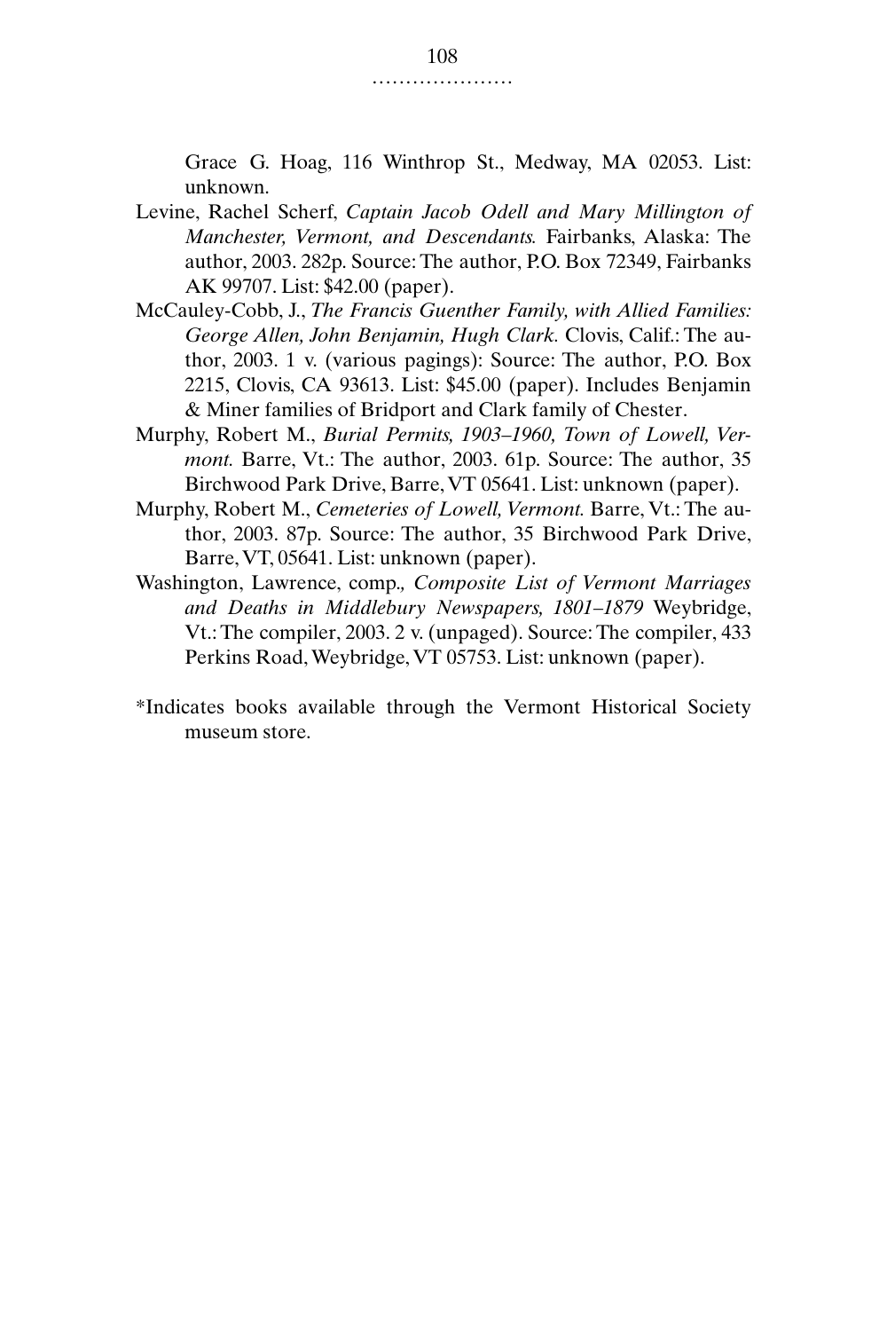Grace G. Hoag, 116 Winthrop St., Medway, MA 02053. List: unknown.

Levine, Rachel Scherf, *Captain Jacob Odell and Mary Millington of Manchester, Vermont, and Descendants.* Fairbanks, Alaska: The author, 2003. 282p. Source: The author, P.O. Box 72349, Fairbanks AK 99707. List: $42.00 (paper).

McCauley-Cobb, J., *The Francis Guenther Family, with Allied Families: George Allen, John Benjamin, Hugh Clark.* Clovis, Calif.: The author, 2003. 1 v. (various pagings): Source: The author, P.O. Box 2215, Clovis, CA 93613. List: $45.00 (paper). Includes Benjamin & Miner families of Bridport and Clark family of Chester.

Murphy, Robert M., *Burial Permits, 1903–1960, Town of Lowell, Vermont.* Barre, Vt.: The author, 2003. 61p. Source: The author, 35 Birchwood Park Drive, Barre, VT 05641. List: unknown (paper).

Murphy, Robert M., *Cemeteries of Lowell, Vermont.* Barre, Vt.: The author, 2003. 87p. Source: The author, 35 Birchwood Park Drive, Barre, VT, 05641. List: unknown (paper).

Washington, Lawrence, comp., *Composite List of Vermont Marriages and Deaths in Middlebury Newspapers, 1801–1879* Weybridge, Vt.: The compiler, 2003. 2 v. (unpaged). Source: The compiler, 433 Perkins Road, Weybridge, VT 05753. List: unknown (paper).

*Indicates books available through the Vermont Historical Society museum store.